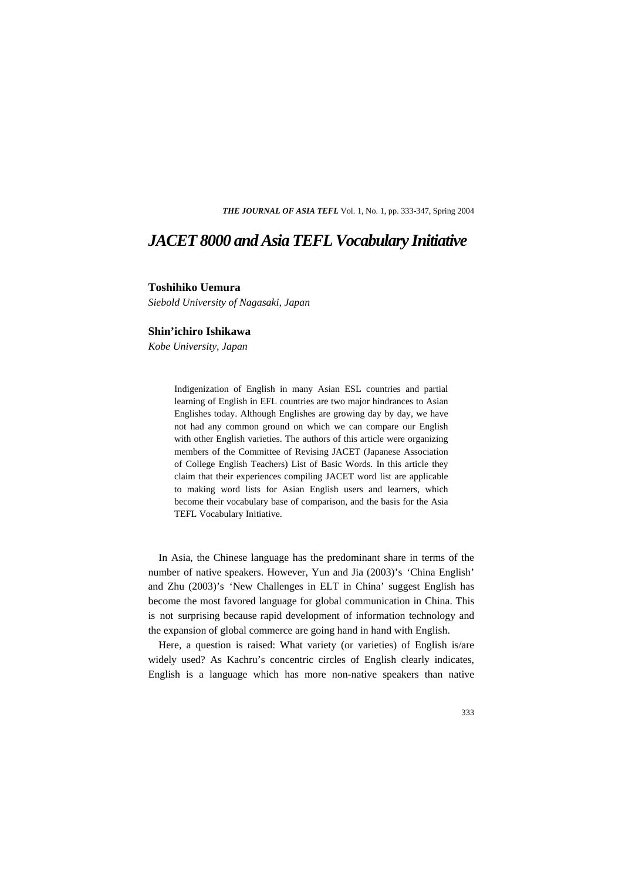# JACET 8000 and Asia TEFL Vocabulary Initiative

**Toshihiko Uemura**
*Siebold University of Nagasaki, Japan*

**Shin'ichiro Ishikawa**
*Kobe University, Japan*

> Indigenization of English in many Asian ESL countries and partial learning of English in EFL countries are two major hindrances to Asian Englishes today. Although Englishes are growing day by day, we have not had any common ground on which we can compare our English with other English varieties. The authors of this article were organizing members of the Committee of Revising JACET (Japanese Association of College English Teachers) List of Basic Words. In this article they claim that their experiences compiling JACET word list are applicable to making word lists for Asian English users and learners, which become their vocabulary base of comparison, and the basis for the Asia TEFL Vocabulary Initiative.

In Asia, the Chinese language has the predominant share in terms of the number of native speakers. However, Yun and Jia (2003)'s 'China English' and Zhu (2003)'s 'New Challenges in ELT in China' suggest English has become the most favored language for global communication in China. This is not surprising because rapid development of information technology and the expansion of global commerce are going hand in hand with English.

Here, a question is raised: What variety (or varieties) of English is/are widely used? As Kachru's concentric circles of English clearly indicates, English is a language which has more non-native speakers than native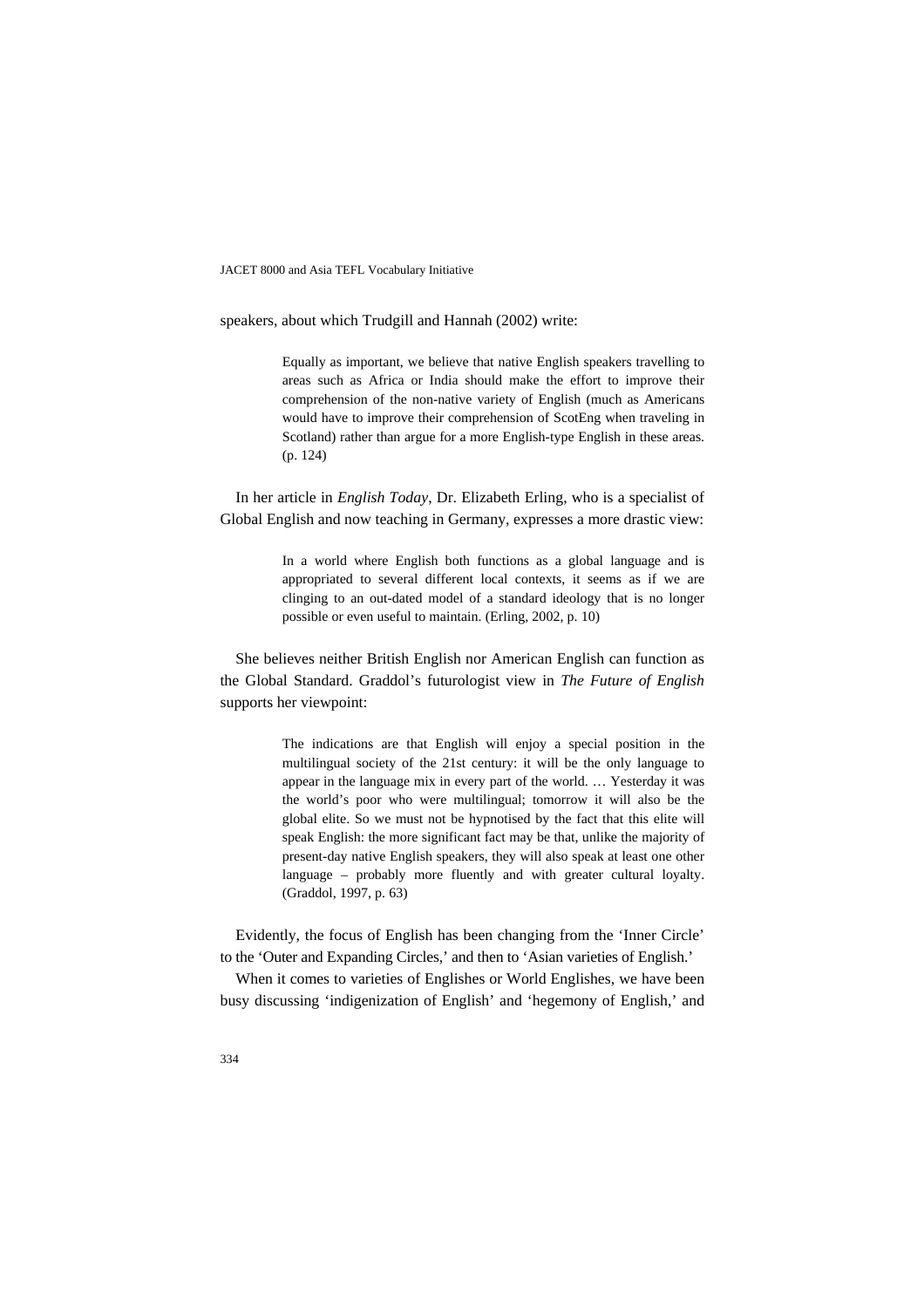speakers, about which Trudgill and Hannah (2002) write:

> Equally as important, we believe that native English speakers travelling to areas such as Africa or India should make the effort to improve their comprehension of the non-native variety of English (much as Americans would have to improve their comprehension of ScotEng when traveling in Scotland) rather than argue for a more English-type English in these areas. (p. 124)

In her article in *English Today*, Dr. Elizabeth Erling, who is a specialist of Global English and now teaching in Germany, expresses a more drastic view:

> In a world where English both functions as a global language and is appropriated to several different local contexts, it seems as if we are clinging to an out-dated model of a standard ideology that is no longer possible or even useful to maintain. (Erling, 2002, p. 10)

She believes neither British English nor American English can function as the Global Standard. Graddol's futurologist view in *The Future of English* supports her viewpoint:

> The indications are that English will enjoy a special position in the multilingual society of the 21st century: it will be the only language to appear in the language mix in every part of the world. … Yesterday it was the world's poor who were multilingual; tomorrow it will also be the global elite. So we must not be hypnotised by the fact that this elite will speak English: the more significant fact may be that, unlike the majority of present-day native English speakers, they will also speak at least one other language – probably more fluently and with greater cultural loyalty. (Graddol, 1997, p. 63)

Evidently, the focus of English has been changing from the 'Inner Circle' to the 'Outer and Expanding Circles,' and then to 'Asian varieties of English.'

When it comes to varieties of Englishes or World Englishes, we have been busy discussing 'indigenization of English' and 'hegemony of English,' and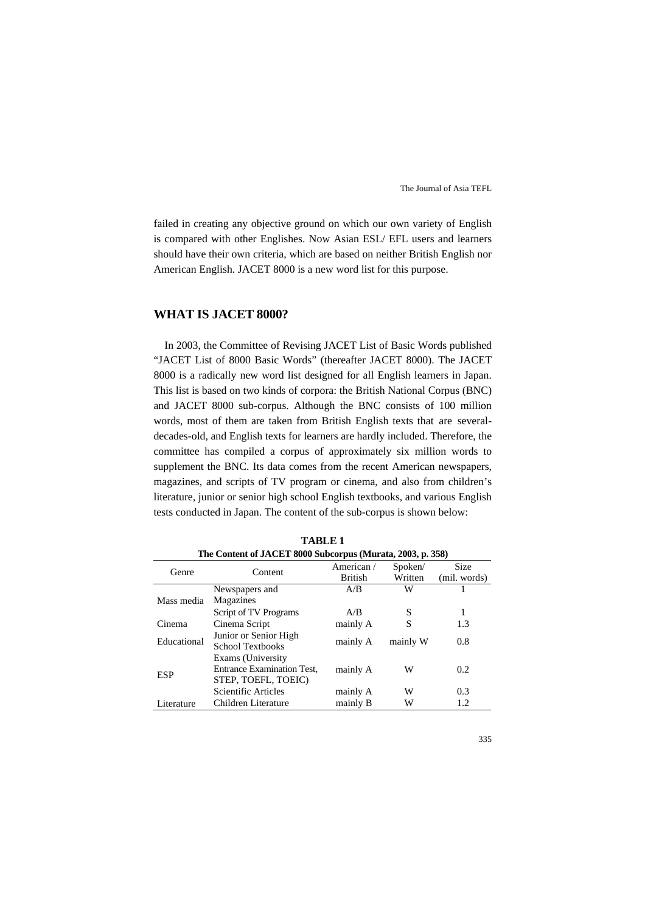failed in creating any objective ground on which our own variety of English is compared with other Englishes. Now Asian ESL/ EFL users and learners should have their own criteria, which are based on neither British English nor American English. JACET 8000 is a new word list for this purpose.

## WHAT IS JACET 8000?

In 2003, the Committee of Revising JACET List of Basic Words published "JACET List of 8000 Basic Words" (thereafter JACET 8000). The JACET 8000 is a radically new word list designed for all English learners in Japan. This list is based on two kinds of corpora: the British National Corpus (BNC) and JACET 8000 sub-corpus. Although the BNC consists of 100 million words, most of them are taken from British English texts that are several-decades-old, and English texts for learners are hardly included. Therefore, the committee has compiled a corpus of approximately six million words to supplement the BNC. Its data comes from the recent American newspapers, magazines, and scripts of TV program or cinema, and also from children's literature, junior or senior high school English textbooks, and various English tests conducted in Japan. The content of the sub-corpus is shown below:

**TABLE 1**
**The Content of JACET 8000 Subcorpus (Murata, 2003, p. 358)**

| Genre | Content | American / British | Spoken/ Written | Size (mil. words) |
|---|---|---|---|---|
| Mass media | Newspapers and Magazines | A/B | W | 1 |
| | Script of TV Programs | A/B | S | 1 |
| Cinema | Cinema Script | mainly A | S | 1.3 |
| Educational | Junior or Senior High School Textbooks | mainly A | mainly W | 0.8 |
| ESP | Exams (University Entrance Examination Test, STEP, TOEFL, TOEIC) | mainly A | W | 0.2 |
| | Scientific Articles | mainly A | W | 0.3 |
| Literature | Children Literature | mainly B | W | 1.2 |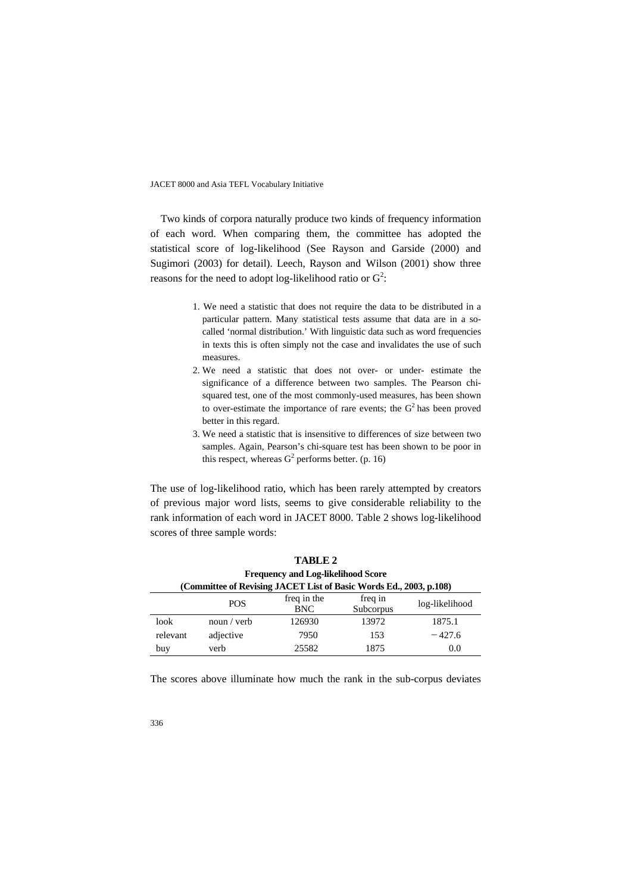Two kinds of corpora naturally produce two kinds of frequency information of each word. When comparing them, the committee has adopted the statistical score of log-likelihood (See Rayson and Garside (2000) and Sugimori (2003) for detail). Leech, Rayson and Wilson (2001) show three reasons for the need to adopt log-likelihood ratio or $G^2$:

> 1. We need a statistic that does not require the data to be distributed in a particular pattern. Many statistical tests assume that data are in a so-called 'normal distribution.' With linguistic data such as word frequencies in texts this is often simply not the case and invalidates the use of such measures.
> 2. We need a statistic that does not over- or under- estimate the significance of a difference between two samples. The Pearson chi-squared test, one of the most commonly-used measures, has been shown to over-estimate the importance of rare events; the $G^2$ has been proved better in this regard.
> 3. We need a statistic that is insensitive to differences of size between two samples. Again, Pearson's chi-square test has been shown to be poor in this respect, whereas $G^2$ performs better. (p. 16)

The use of log-likelihood ratio, which has been rarely attempted by creators of previous major word lists, seems to give considerable reliability to the rank information of each word in JACET 8000. Table 2 shows log-likelihood scores of three sample words:

**TABLE 2**
**Frequency and Log-likelihood Score**
**(Committee of Revising JACET List of Basic Words Ed., 2003, p.108)**

| | POS | freq in the BNC | freq in Subcorpus | log-likelihood |
|---|---|---|---|---|
| look | noun / verb | 126930 | 13972 | 1875.1 |
| relevant | adjective | 7950 | 153 | −427.6 |
| buy | verb | 25582 | 1875 | 0.0 |

The scores above illuminate how much the rank in the sub-corpus deviates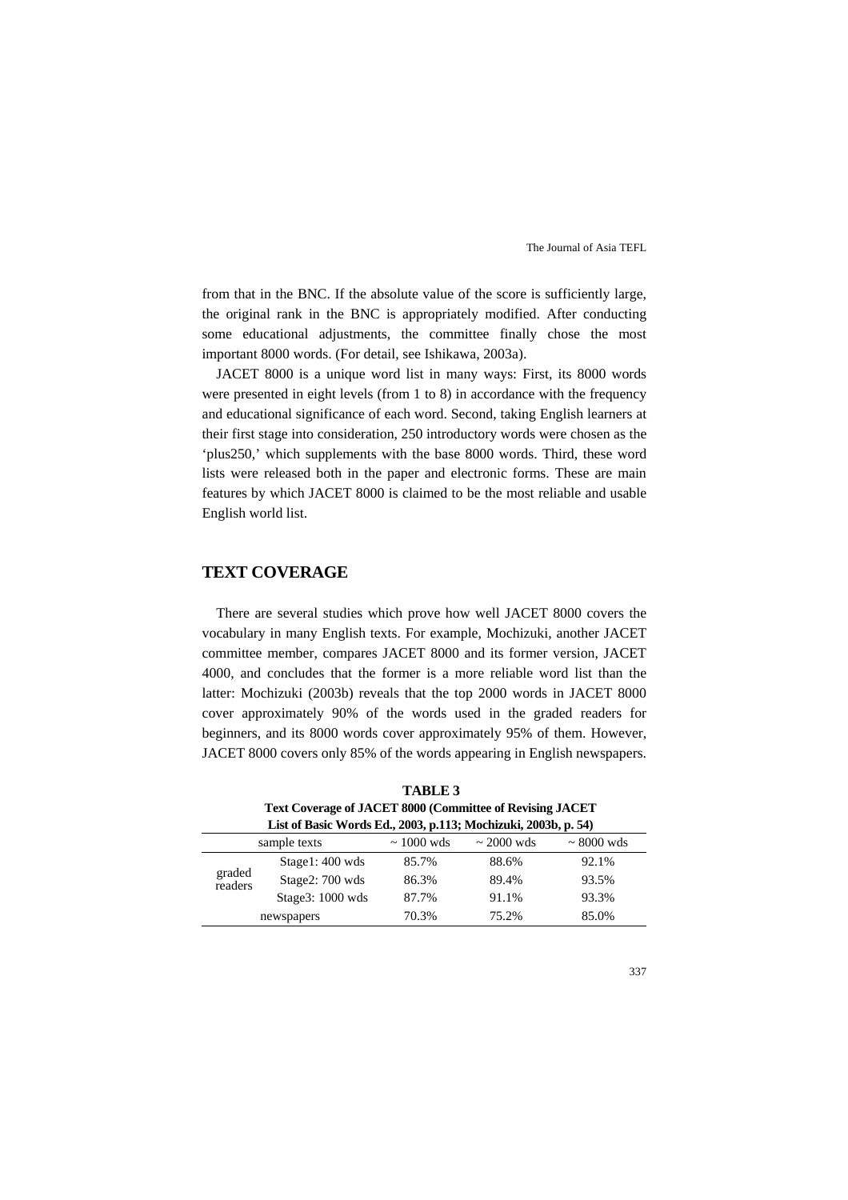from that in the BNC. If the absolute value of the score is sufficiently large, the original rank in the BNC is appropriately modified. After conducting some educational adjustments, the committee finally chose the most important 8000 words. (For detail, see Ishikawa, 2003a).

JACET 8000 is a unique word list in many ways: First, its 8000 words were presented in eight levels (from 1 to 8) in accordance with the frequency and educational significance of each word. Second, taking English learners at their first stage into consideration, 250 introductory words were chosen as the 'plus250,' which supplements with the base 8000 words. Third, these word lists were released both in the paper and electronic forms. These are main features by which JACET 8000 is claimed to be the most reliable and usable English world list.

## TEXT COVERAGE

There are several studies which prove how well JACET 8000 covers the vocabulary in many English texts. For example, Mochizuki, another JACET committee member, compares JACET 8000 and its former version, JACET 4000, and concludes that the former is a more reliable word list than the latter: Mochizuki (2003b) reveals that the top 2000 words in JACET 8000 cover approximately 90% of the words used in the graded readers for beginners, and its 8000 words cover approximately 95% of them. However, JACET 8000 covers only 85% of the words appearing in English newspapers.

**TABLE 3**
**Text Coverage of JACET 8000 (Committee of Revising JACET List of Basic Words Ed., 2003, p.113; Mochizuki, 2003b, p. 54)**

| sample texts | | ~ 1000 wds | ~ 2000 wds | ~ 8000 wds |
|---|---|---|---|---|
| graded readers | Stage1: 400 wds | 85.7% | 88.6% | 92.1% |
| | Stage2: 700 wds | 86.3% | 89.4% | 93.5% |
| | Stage3: 1000 wds | 87.7% | 91.1% | 93.3% |
| newspapers | | 70.3% | 75.2% | 85.0% |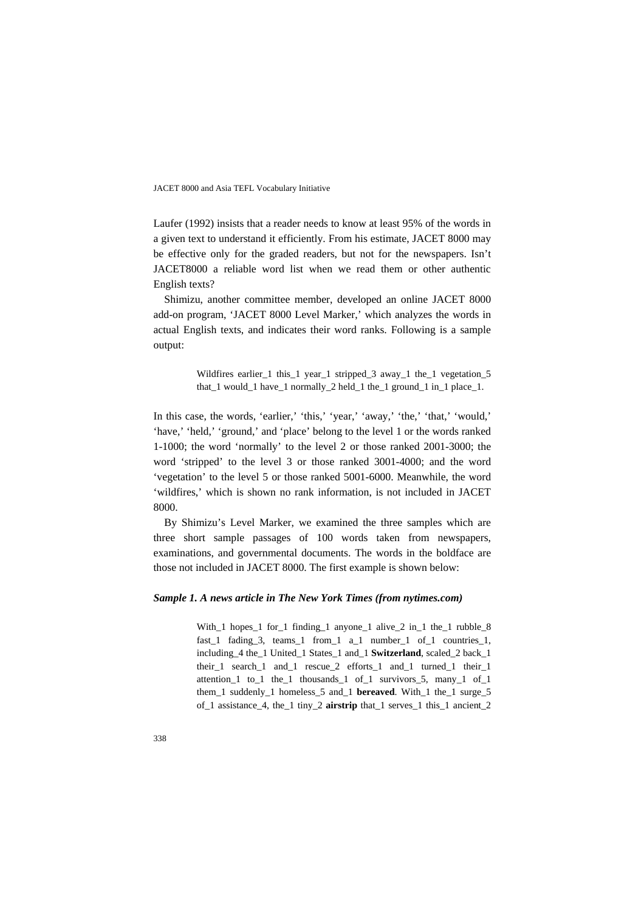Laufer (1992) insists that a reader needs to know at least 95% of the words in a given text to understand it efficiently. From his estimate, JACET 8000 may be effective only for the graded readers, but not for the newspapers. Isn't JACET8000 a reliable word list when we read them or other authentic English texts?

Shimizu, another committee member, developed an online JACET 8000 add-on program, 'JACET 8000 Level Marker,' which analyzes the words in actual English texts, and indicates their word ranks. Following is a sample output:

> Wildfires earlier_1 this_1 year_1 stripped_3 away_1 the_1 vegetation_5 that_1 would_1 have_1 normally_2 held_1 the_1 ground_1 in_1 place_1.

In this case, the words, 'earlier,' 'this,' 'year,' 'away,' 'the,' 'that,' 'would,' 'have,' 'held,' 'ground,' and 'place' belong to the level 1 or the words ranked 1-1000; the word 'normally' to the level 2 or those ranked 2001-3000; the word 'stripped' to the level 3 or those ranked 3001-4000; and the word 'vegetation' to the level 5 or those ranked 5001-6000. Meanwhile, the word 'wildfires,' which is shown no rank information, is not included in JACET 8000.

By Shimizu's Level Marker, we examined the three samples which are three short sample passages of 100 words taken from newspapers, examinations, and governmental documents. The words in the boldface are those not included in JACET 8000. The first example is shown below:

***Sample 1. A news article in The New York Times (from nytimes.com)***

> With_1 hopes_1 for_1 finding_1 anyone_1 alive_2 in_1 the_1 rubble_8 fast_1 fading_3, teams_1 from_1 a_1 number_1 of_1 countries_1, including_4 the_1 United_1 States_1 and_1 **Switzerland**, scaled_2 back_1 their_1 search_1 and_1 rescue_2 efforts_1 and_1 turned_1 their_1 attention_1 to_1 the_1 thousands_1 of_1 survivors_5, many_1 of_1 them_1 suddenly_1 homeless_5 and_1 **bereaved**. With_1 the_1 surge_5 of_1 assistance_4, the_1 tiny_2 **airstrip** that_1 serves_1 this_1 ancient_2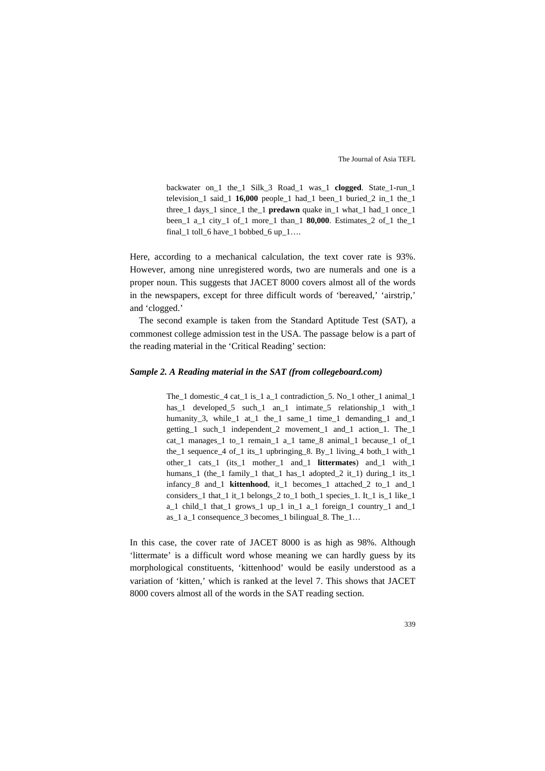backwater on_1 the_1 Silk_3 Road_1 was_1 **clogged**. State_1-run_1 television_1 said_1 **16,000** people_1 had_1 been_1 buried_2 in_1 the_1 three_1 days_1 since_1 the_1 **predawn** quake in_1 what_1 had_1 once_1 been_1 a_1 city_1 of_1 more_1 than_1 **80,000**. Estimates_2 of_1 the_1 final_1 toll_6 have_1 bobbed_6 up_1….

Here, according to a mechanical calculation, the text cover rate is 93%. However, among nine unregistered words, two are numerals and one is a proper noun. This suggests that JACET 8000 covers almost all of the words in the newspapers, except for three difficult words of 'bereaved,' 'airstrip,' and 'clogged.'

The second example is taken from the Standard Aptitude Test (SAT), a commonest college admission test in the USA. The passage below is a part of the reading material in the 'Critical Reading' section:

***Sample 2. A Reading material in the SAT (from collegeboard.com)***

The_1 domestic_4 cat_1 is_1 a_1 contradiction_5. No_1 other_1 animal_1 has_1 developed_5 such_1 an_1 intimate_5 relationship_1 with_1 humanity_3, while_1 at_1 the_1 same_1 time_1 demanding_1 and_1 getting_1 such_1 independent_2 movement_1 and_1 action_1. The_1 cat_1 manages_1 to_1 remain_1 a_1 tame_8 animal_1 because_1 of_1 the_1 sequence_4 of_1 its_1 upbringing_8. By_1 living_4 both_1 with_1 other_1 cats_1 (its_1 mother_1 and_1 **littermates**) and_1 with_1 humans_1 (the_1 family_1 that_1 has_1 adopted_2 it_1) during_1 its_1 infancy_8 and_1 **kittenhood**, it_1 becomes_1 attached_2 to_1 and_1 considers_1 that_1 it_1 belongs_2 to_1 both_1 species_1. It_1 is_1 like_1 a_1 child_1 that_1 grows_1 up_1 in_1 a_1 foreign_1 country_1 and_1 as_1 a_1 consequence_3 becomes_1 bilingual_8. The_1…

In this case, the cover rate of JACET 8000 is as high as 98%. Although 'littermate' is a difficult word whose meaning we can hardly guess by its morphological constituents, 'kittenhood' would be easily understood as a variation of 'kitten,' which is ranked at the level 7. This shows that JACET 8000 covers almost all of the words in the SAT reading section.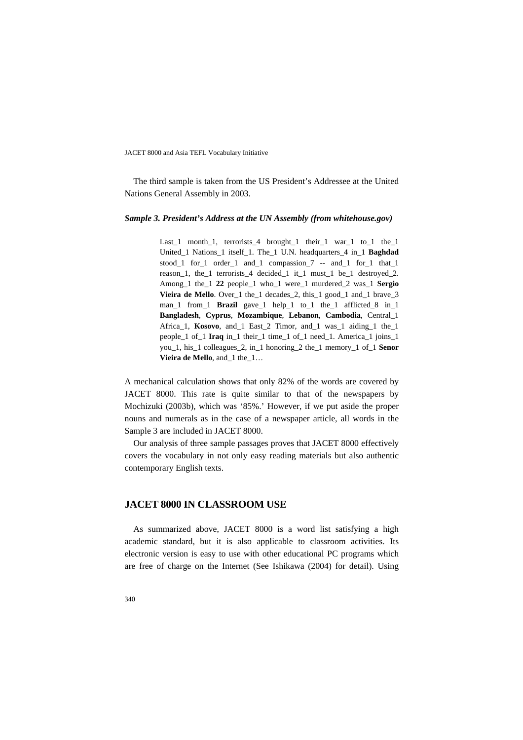The third sample is taken from the US President's Addressee at the United Nations General Assembly in 2003.

***Sample 3. President's Address at the UN Assembly (from whitehouse.gov)***

> Last_1 month_1, terrorists_4 brought_1 their_1 war_1 to_1 the_1 United_1 Nations_1 itself_1. The_1 U.N. headquarters_4 in_1 **Baghdad** stood_1 for_1 order_1 and_1 compassion_7 -- and_1 for_1 that_1 reason_1, the_1 terrorists_4 decided_1 it_1 must_1 be_1 destroyed_2. Among_1 the_1 **22** people_1 who_1 were_1 murdered_2 was_1 **Sergio Vieira de Mello**. Over_1 the_1 decades_2, this_1 good_1 and_1 brave_3 man_1 from_1 **Brazil** gave_1 help_1 to_1 the_1 afflicted_8 in_1 **Bangladesh**, **Cyprus**, **Mozambique**, **Lebanon**, **Cambodia**, Central_1 Africa_1, **Kosovo**, and_1 East_2 Timor, and_1 was_1 aiding_1 the_1 people_1 of_1 **Iraq** in_1 their_1 time_1 of_1 need_1. America_1 joins_1 you_1, his_1 colleagues_2, in_1 honoring_2 the_1 memory_1 of_1 **Senor Vieira de Mello**, and_1 the_1…

A mechanical calculation shows that only 82% of the words are covered by JACET 8000. This rate is quite similar to that of the newspapers by Mochizuki (2003b), which was '85%.' However, if we put aside the proper nouns and numerals as in the case of a newspaper article, all words in the Sample 3 are included in JACET 8000.

Our analysis of three sample passages proves that JACET 8000 effectively covers the vocabulary in not only easy reading materials but also authentic contemporary English texts.

## JACET 8000 IN CLASSROOM USE

As summarized above, JACET 8000 is a word list satisfying a high academic standard, but it is also applicable to classroom activities. Its electronic version is easy to use with other educational PC programs which are free of charge on the Internet (See Ishikawa (2004) for detail). Using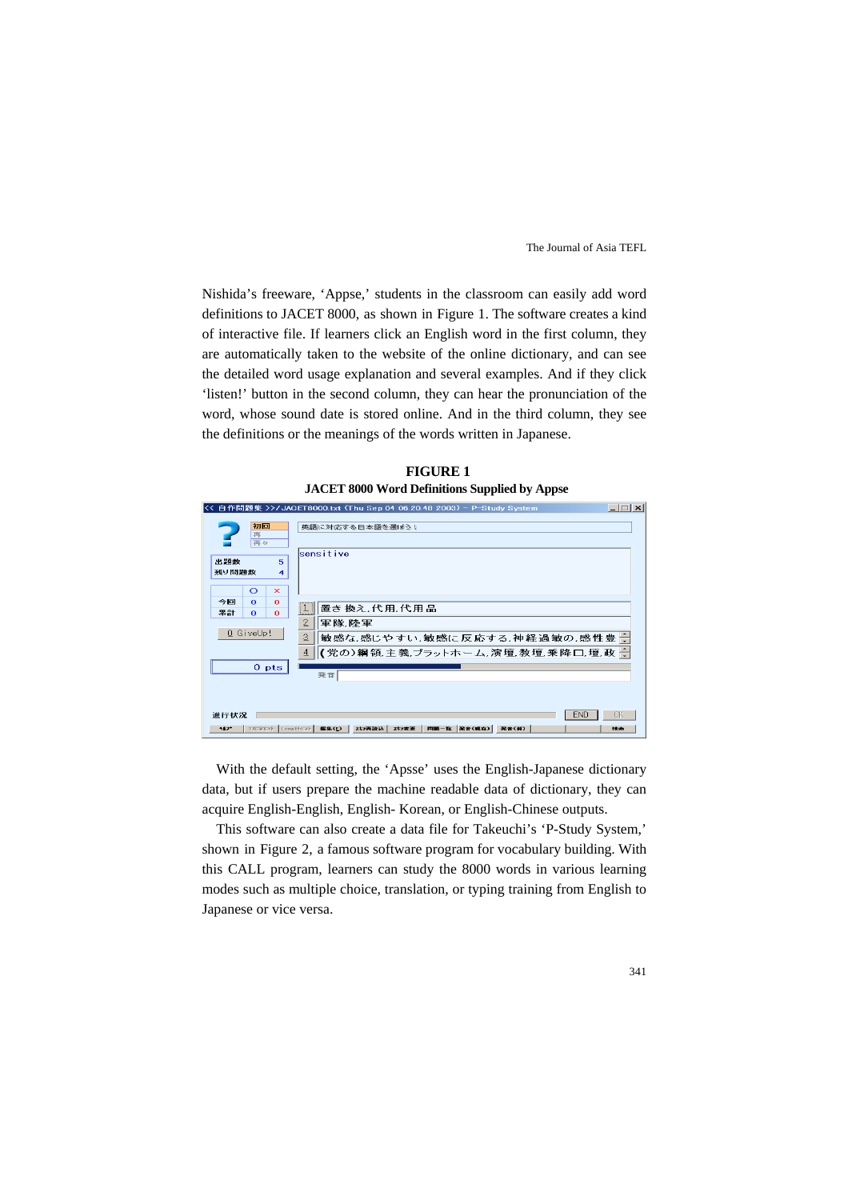Nishida's freeware, 'Appse,' students in the classroom can easily add word definitions to JACET 8000, as shown in Figure 1. The software creates a kind of interactive file. If learners click an English word in the first column, they are automatically taken to the website of the online dictionary, and can see the detailed word usage explanation and several examples. And if they click 'listen!' button in the second column, they can hear the pronunciation of the word, whose sound date is stored online. And in the third column, they see the definitions or the meanings of the words written in Japanese.

**FIGURE 1**
**JACET 8000 Word Definitions Supplied by Appse**

With the default setting, the 'Apsse' uses the English-Japanese dictionary data, but if users prepare the machine readable data of dictionary, they can acquire English-English, English- Korean, or English-Chinese outputs.

This software can also create a data file for Takeuchi's 'P-Study System,' shown in Figure 2, a famous software program for vocabulary building. With this CALL program, learners can study the 8000 words in various learning modes such as multiple choice, translation, or typing training from English to Japanese or vice versa.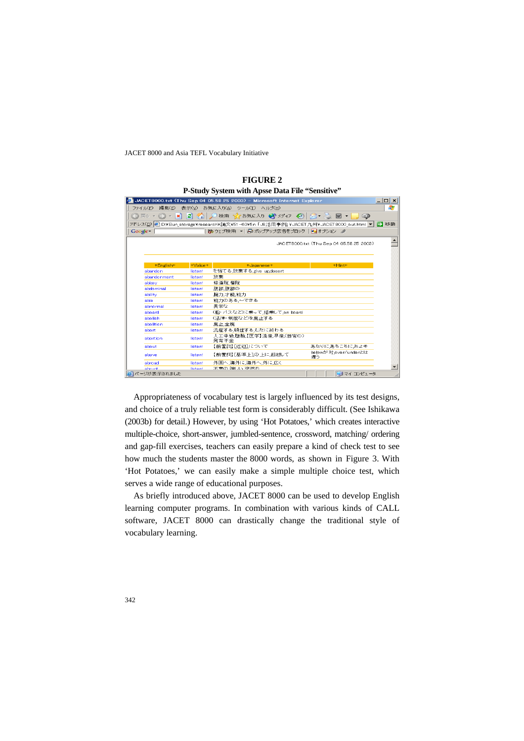**FIGURE 2**
**P-Study System with Apsse Data File "Sensitive"**

Appropriateness of vocabulary test is largely influenced by its test designs, and choice of a truly reliable test form is considerably difficult. (See Ishikawa (2003b) for detail.) However, by using 'Hot Potatoes,' which creates interactive multiple-choice, short-answer, jumbled-sentence, crossword, matching/ ordering and gap-fill exercises, teachers can easily prepare a kind of check test to see how much the students master the 8000 words, as shown in Figure 3. With 'Hot Potatoes,' we can easily make a simple multiple choice test, which serves a wide range of educational purposes.

As briefly introduced above, JACET 8000 can be used to develop English learning computer programs. In combination with various kinds of CALL software, JACET 8000 can drastically change the traditional style of vocabulary learning.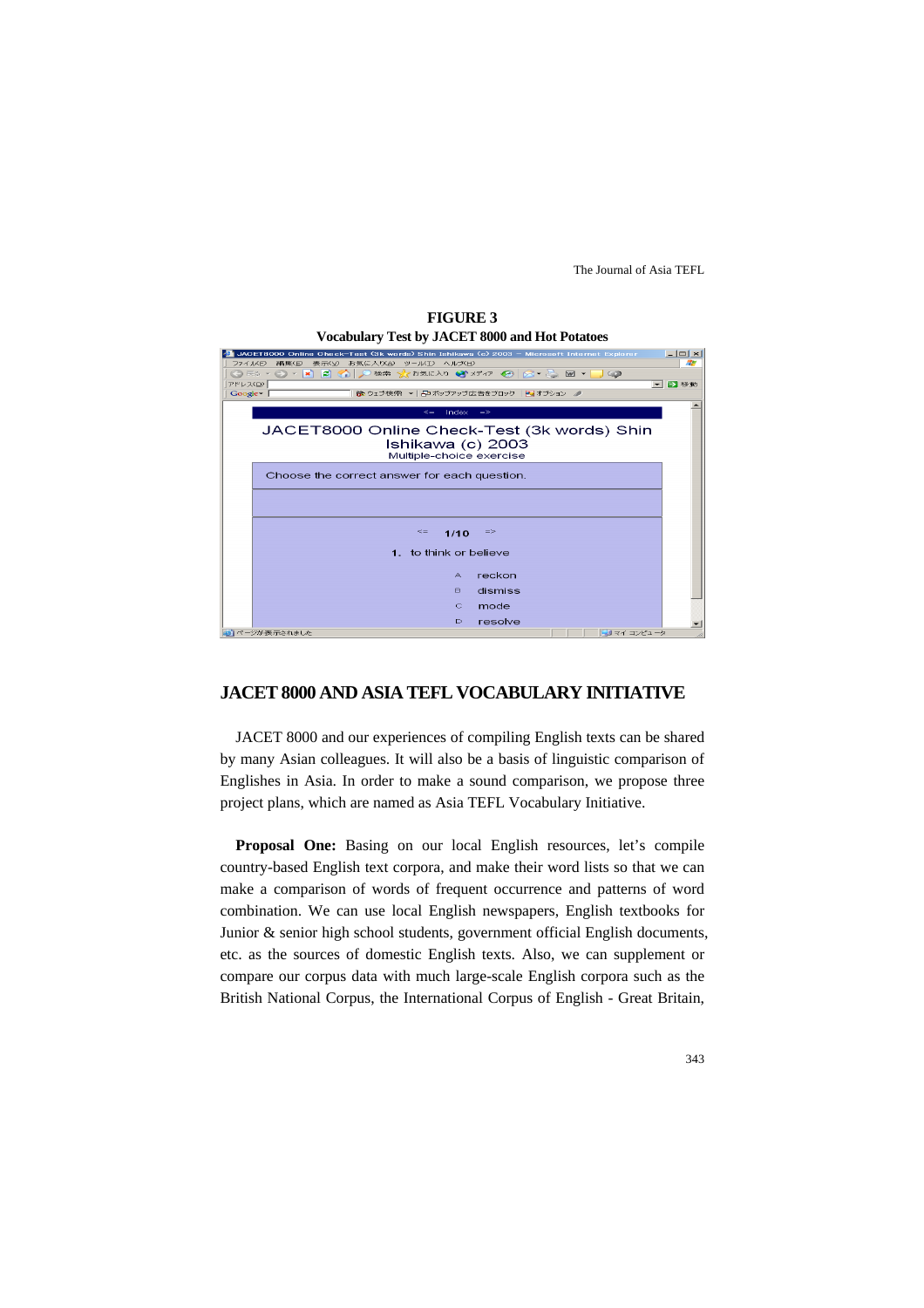**FIGURE 3**
**Vocabulary Test by JACET 8000 and Hot Potatoes**

## JACET 8000 AND ASIA TEFL VOCABULARY INITIATIVE

JACET 8000 and our experiences of compiling English texts can be shared by many Asian colleagues. It will also be a basis of linguistic comparison of Englishes in Asia. In order to make a sound comparison, we propose three project plans, which are named as Asia TEFL Vocabulary Initiative.

**Proposal One:** Basing on our local English resources, let's compile country-based English text corpora, and make their word lists so that we can make a comparison of words of frequent occurrence and patterns of word combination. We can use local English newspapers, English textbooks for Junior & senior high school students, government official English documents, etc. as the sources of domestic English texts. Also, we can supplement or compare our corpus data with much large-scale English corpora such as the British National Corpus, the International Corpus of English - Great Britain,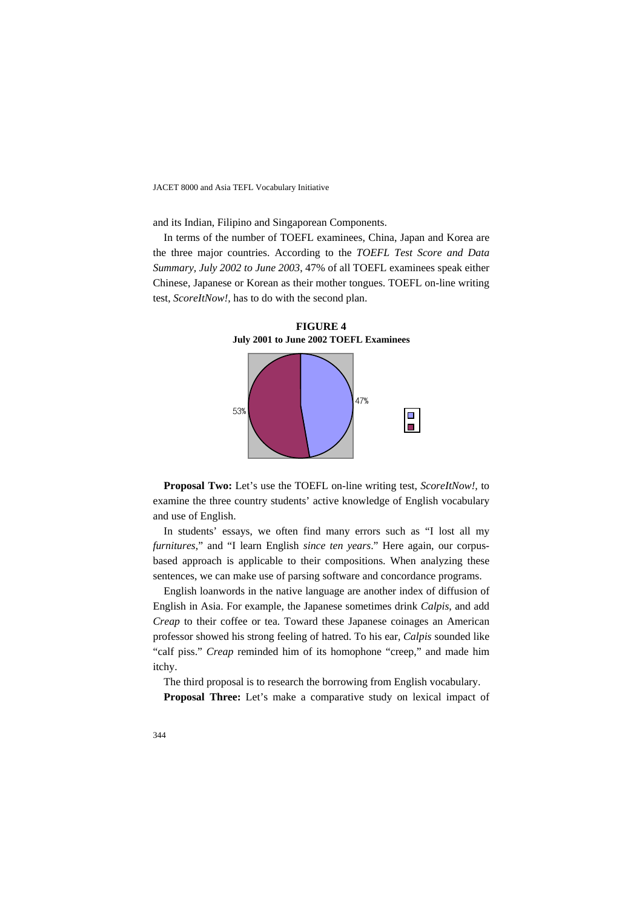and its Indian, Filipino and Singaporean Components.

In terms of the number of TOEFL examinees, China, Japan and Korea are the three major countries. According to the *TOEFL Test Score and Data Summary, July 2002 to June 2003*, 47% of all TOEFL examinees speak either Chinese, Japanese or Korean as their mother tongues. TOEFL on-line writing test, *ScoreItNow!,* has to do with the second plan.

**FIGURE 4**
**July 2001 to June 2002 TOEFL Examinees**

53%

47%

**Proposal Two:** Let's use the TOEFL on-line writing test, *ScoreItNow!*, to examine the three country students' active knowledge of English vocabulary and use of English.

In students' essays, we often find many errors such as "I lost all my *furnitures*," and "I learn English *since ten years*." Here again, our corpus-based approach is applicable to their compositions. When analyzing these sentences, we can make use of parsing software and concordance programs.

English loanwords in the native language are another index of diffusion of English in Asia. For example, the Japanese sometimes drink *Calpis*, and add *Creap* to their coffee or tea. Toward these Japanese coinages an American professor showed his strong feeling of hatred. To his ear, *Calpis* sounded like "calf piss." *Creap* reminded him of its homophone "creep," and made him itchy.

The third proposal is to research the borrowing from English vocabulary.

**Proposal Three:** Let's make a comparative study on lexical impact of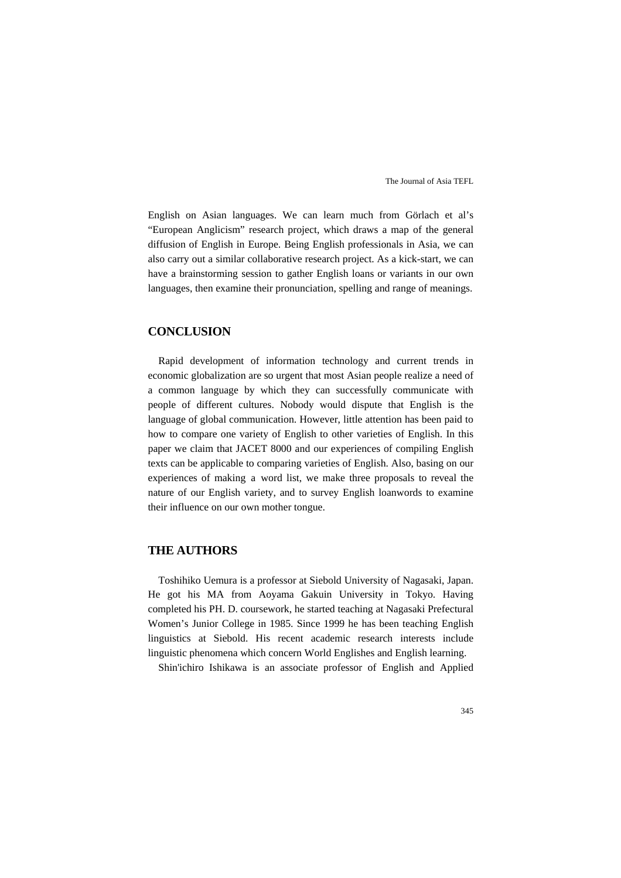English on Asian languages. We can learn much from Görlach et al's "European Anglicism" research project, which draws a map of the general diffusion of English in Europe. Being English professionals in Asia, we can also carry out a similar collaborative research project. As a kick-start, we can have a brainstorming session to gather English loans or variants in our own languages, then examine their pronunciation, spelling and range of meanings.

## CONCLUSION

Rapid development of information technology and current trends in economic globalization are so urgent that most Asian people realize a need of a common language by which they can successfully communicate with people of different cultures. Nobody would dispute that English is the language of global communication. However, little attention has been paid to how to compare one variety of English to other varieties of English. In this paper we claim that JACET 8000 and our experiences of compiling English texts can be applicable to comparing varieties of English. Also, basing on our experiences of making a word list, we make three proposals to reveal the nature of our English variety, and to survey English loanwords to examine their influence on our own mother tongue.

## THE AUTHORS

Toshihiko Uemura is a professor at Siebold University of Nagasaki, Japan. He got his MA from Aoyama Gakuin University in Tokyo. Having completed his PH. D. coursework, he started teaching at Nagasaki Prefectural Women's Junior College in 1985. Since 1999 he has been teaching English linguistics at Siebold. His recent academic research interests include linguistic phenomena which concern World Englishes and English learning.

Shin'ichiro Ishikawa is an associate professor of English and Applied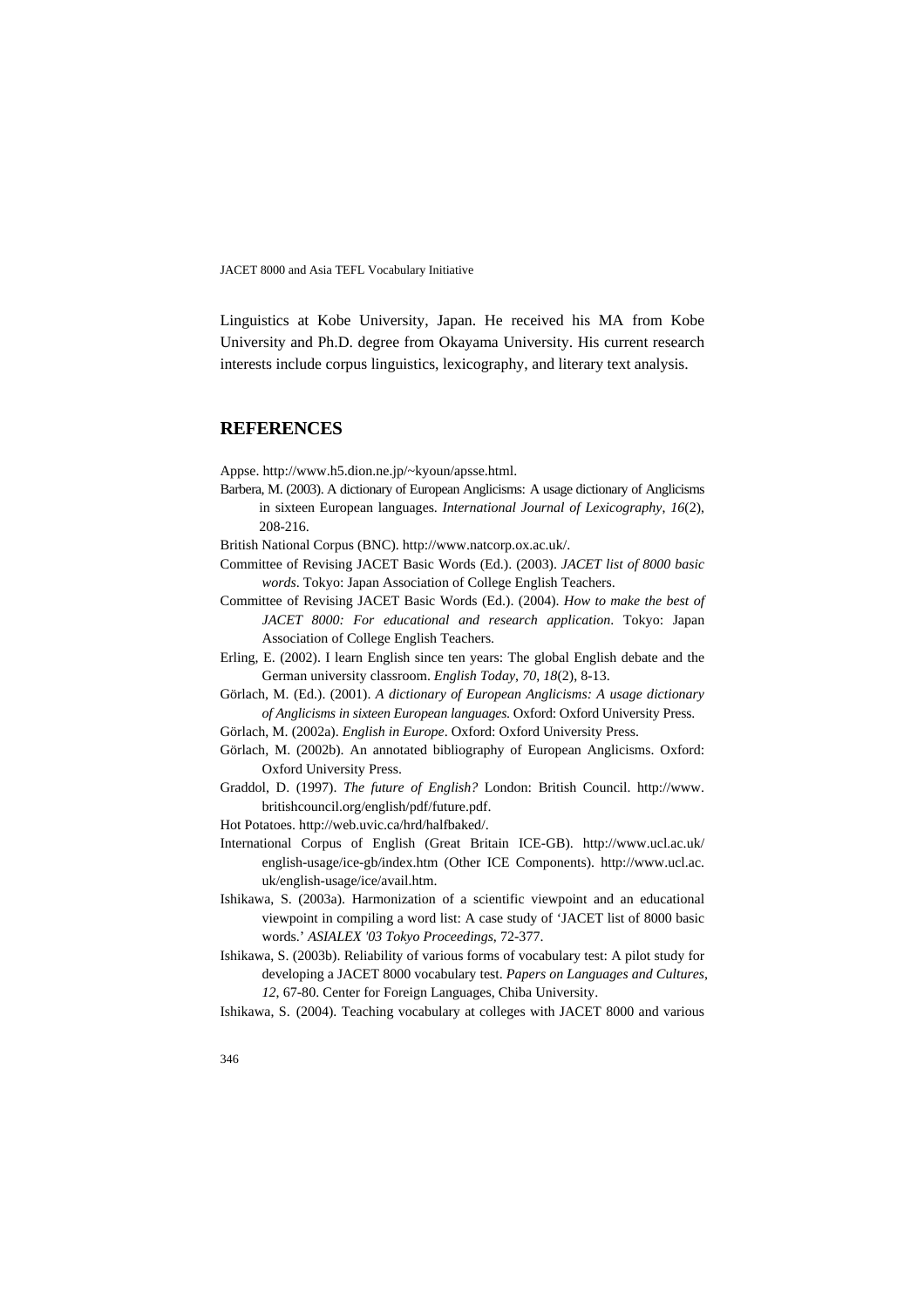Linguistics at Kobe University, Japan. He received his MA from Kobe University and Ph.D. degree from Okayama University. His current research interests include corpus linguistics, lexicography, and literary text analysis.

## REFERENCES

Appse. http://www.h5.dion.ne.jp/~kyoun/apsse.html.

Barbera, M. (2003). A dictionary of European Anglicisms: A usage dictionary of Anglicisms in sixteen European languages. *International Journal of Lexicography*, *16*(2), 208-216.

British National Corpus (BNC). http://www.natcorp.ox.ac.uk/.

Committee of Revising JACET Basic Words (Ed.). (2003). *JACET list of 8000 basic words*. Tokyo: Japan Association of College English Teachers.

Committee of Revising JACET Basic Words (Ed.). (2004). *How to make the best of JACET 8000: For educational and research application*. Tokyo: Japan Association of College English Teachers.

Erling, E. (2002). I learn English since ten years: The global English debate and the German university classroom. *English Today*, *70*, *18*(2), 8-13.

Görlach, M. (Ed.). (2001). *A dictionary of European Anglicisms: A usage dictionary of Anglicisms in sixteen European languages*. Oxford: Oxford University Press.

Görlach, M. (2002a). *English in Europe*. Oxford: Oxford University Press.

Görlach, M. (2002b). An annotated bibliography of European Anglicisms. Oxford: Oxford University Press.

Graddol, D. (1997). *The future of English?* London: British Council. http://www.britishcouncil.org/english/pdf/future.pdf.

Hot Potatoes. http://web.uvic.ca/hrd/halfbaked/.

International Corpus of English (Great Britain ICE-GB). http://www.ucl.ac.uk/english-usage/ice-gb/index.htm (Other ICE Components). http://www.ucl.ac.uk/english-usage/ice/avail.htm.

Ishikawa, S. (2003a). Harmonization of a scientific viewpoint and an educational viewpoint in compiling a word list: A case study of 'JACET list of 8000 basic words.' *ASIALEX '03 Tokyo Proceedings*, 72-377.

Ishikawa, S. (2003b). Reliability of various forms of vocabulary test: A pilot study for developing a JACET 8000 vocabulary test. *Papers on Languages and Cultures*, *12*, 67-80. Center for Foreign Languages, Chiba University.

Ishikawa, S. (2004). Teaching vocabulary at colleges with JACET 8000 and various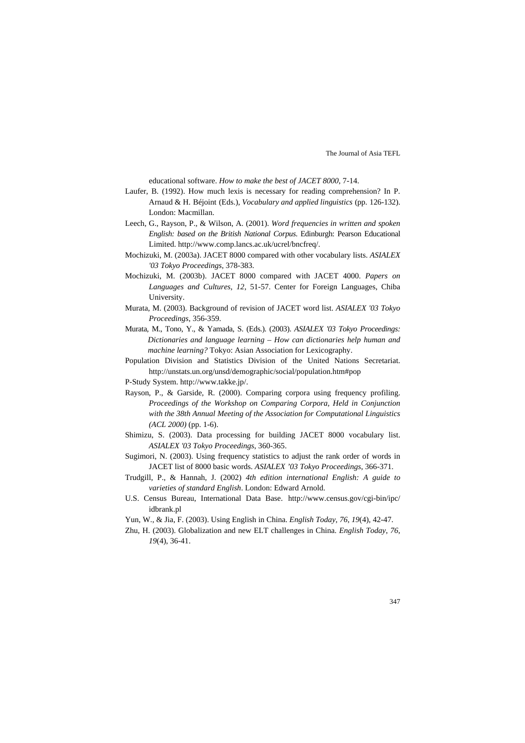educational software. *How to make the best of JACET 8000*, 7-14.

Laufer, B. (1992). How much lexis is necessary for reading comprehension? In P. Arnaud & H. Béjoint (Eds.), *Vocabulary and applied linguistics* (pp. 126-132). London: Macmillan.

Leech, G., Rayson, P., & Wilson, A. (2001). *Word frequencies in written and spoken English: based on the British National Corpus.* Edinburgh: Pearson Educational Limited. http://www.comp.lancs.ac.uk/ucrel/bncfreq/.

Mochizuki, M. (2003a). JACET 8000 compared with other vocabulary lists. *ASIALEX '03 Tokyo Proceedings*, 378-383.

Mochizuki, M. (2003b). JACET 8000 compared with JACET 4000. *Papers on Languages and Cultures*, *12*, 51-57. Center for Foreign Languages, Chiba University.

Murata, M. (2003). Background of revision of JACET word list. *ASIALEX '03 Tokyo Proceedings*, 356-359.

Murata, M., Tono, Y., & Yamada, S. (Eds.). (2003). *ASIALEX '03 Tokyo Proceedings: Dictionaries and language learning – How can dictionaries help human and machine learning?* Tokyo: Asian Association for Lexicography.

Population Division and Statistics Division of the United Nations Secretariat. http://unstats.un.org/unsd/demographic/social/population.htm#pop

P-Study System. http://www.takke.jp/.

Rayson, P., & Garside, R. (2000). Comparing corpora using frequency profiling. *Proceedings of the Workshop on Comparing Corpora, Held in Conjunction with the 38th Annual Meeting of the Association for Computational Linguistics (ACL 2000)* (pp. 1-6).

Shimizu, S. (2003). Data processing for building JACET 8000 vocabulary list. *ASIALEX '03 Tokyo Proceedings*, 360-365.

Sugimori, N. (2003). Using frequency statistics to adjust the rank order of words in JACET list of 8000 basic words. *ASIALEX '03 Tokyo Proceedings*, 366-371.

Trudgill, P., & Hannah, J. (2002) *4th edition international English: A guide to varieties of standard English*. London: Edward Arnold.

U.S. Census Bureau, International Data Base. http://www.census.gov/cgi-bin/ipc/idbrank.pl

Yun, W., & Jia, F. (2003). Using English in China. *English Today*, *76*, *19*(4), 42-47.

Zhu, H. (2003). Globalization and new ELT challenges in China. *English Today*, *76*, *19*(4), 36-41.